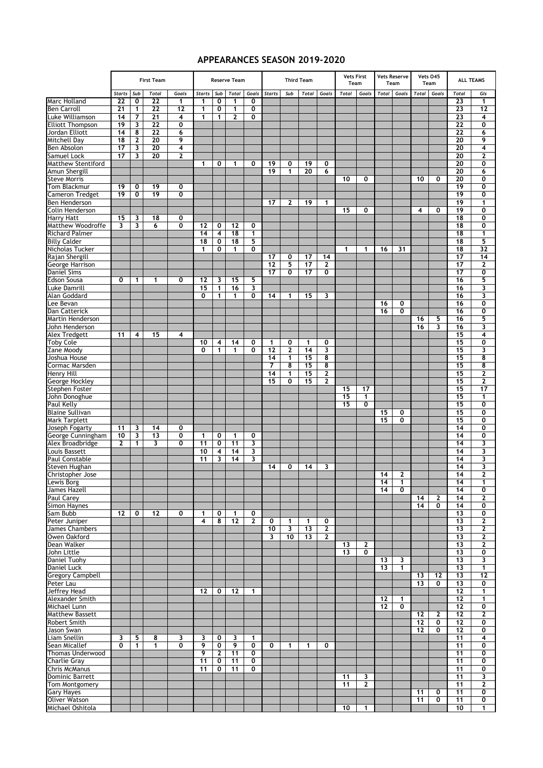# APPEARANCES SEASON 2019-2020

| | First Team | | | | Reserve Team | | | | Third Team | | | | Vets First Team | | Vets Reserve Team | | Vets O45 Team | | ALL TEAMS | |
|---|---|---|---|---|---|---|---|---|---|---|---|---|---|---|---|---|---|---|---|---|
| | Starts | Sub | Total | Goals | Starts | Sub | Total | Goals | Starts | Sub | Total | Goals | Total | Goals | Total | Goals | Total | Goals | Total | Gls |
| Marc Holland | 22 | 0 | 22 | 1 | 1 | 0 | 1 | 0 | | | | | | | | | | | 23 | 1 |
| Ben Carroll | 21 | 1 | 22 | 12 | 1 | 0 | 1 | 0 | | | | | | | | | | | 23 | 12 |
| Luke Williamson | 14 | 7 | 21 | 4 | 1 | 1 | 2 | 0 | | | | | | | | | | | 23 | 4 |
| Elliott Thompson | 19 | 3 | 22 | 0 | | | | | | | | | | | | | | | 22 | 0 |
| Jordan Elliott | 14 | 8 | 22 | 6 | | | | | | | | | | | | | | | 22 | 6 |
| Mitchell Day | 18 | 2 | 20 | 9 | | | | | | | | | | | | | | | 20 | 9 |
| Ben Absolon | 17 | 3 | 20 | 4 | | | | | | | | | | | | | | | 20 | 4 |
| Samuel Lock | 17 | 3 | 20 | 2 | | | | | | | | | | | | | | | 20 | 2 |
| Matthew Stentiford | | | | | 1 | 0 | 1 | 0 | 19 | 0 | 19 | 0 | | | | | | | 20 | 0 |
| Amun Shergill | | | | | | | | | 19 | 1 | 20 | 6 | | | | | | | 20 | 6 |
| Steve Morris | | | | | | | | | | | | | 10 | 0 | | | 10 | 0 | 20 | 0 |
| Tom Blackmur | 19 | 0 | 19 | 0 | | | | | | | | | | | | | | | 19 | 0 |
| Cameron Tredget | 19 | 0 | 19 | 0 | | | | | | | | | | | | | | | 19 | 0 |
| Ben Henderson | | | | | | | | | 17 | 2 | 19 | 1 | | | | | | | 19 | 1 |
| Colin Henderson | | | | | | | | | | | | | 15 | 0 | | | 4 | 0 | 19 | 0 |
| Harry Hatt | 15 | 3 | 18 | 0 | | | | | | | | | | | | | | | 18 | 0 |
| Matthew Woodroffe | 3 | 3 | 6 | 0 | 12 | 0 | 12 | 0 | | | | | | | | | | | 18 | 0 |
| Richard Palmer | | | | | 14 | 4 | 18 | 1 | | | | | | | | | | | 18 | 1 |
| Billy Calder | | | | | 18 | 0 | 18 | 5 | | | | | | | | | | | 18 | 5 |
| Nicholas Tucker | | | | | 1 | 0 | 1 | 0 | | | | | 1 | 1 | 16 | 31 | | | 18 | 32 |
| Rajan Shergill | | | | | | | | | 17 | 0 | 17 | 14 | | | | | | | 17 | 14 |
| George Harrison | | | | | | | | | 12 | 5 | 17 | 2 | | | | | | | 17 | 2 |
| Daniel Sims | | | | | | | | | 17 | 0 | 17 | 0 | | | | | | | 17 | 0 |
| Edson Sousa | 0 | 1 | 1 | 0 | 12 | 3 | 15 | 5 | | | | | | | | | | | 16 | 5 |
| Luke Damrill | | | | | 15 | 1 | 16 | 3 | | | | | | | | | | | 16 | 3 |
| Alan Goddard | | | | | 0 | 1 | 1 | 0 | 14 | 1 | 15 | 3 | | | | | | | 16 | 3 |
| Lee Bevan | | | | | | | | | | | | | | | 16 | 0 | | | 16 | 0 |
| Dan Catterick | | | | | | | | | | | | | | | 16 | 0 | | | 16 | 0 |
| Martin Henderson | | | | | | | | | | | | | | | | | 16 | 5 | 16 | 5 |
| John Henderson | | | | | | | | | | | | | | | | | 16 | 3 | 16 | 3 |
| Alex Tredgett | 11 | 4 | 15 | 4 | | | | | | | | | | | | | | | 15 | 4 |
| Toby Cole | | | | | 10 | 4 | 14 | 0 | 1 | 0 | 1 | 0 | | | | | | | 15 | 0 |
| Zane Moody | | | | | 0 | 1 | 1 | 0 | 12 | 2 | 14 | 3 | | | | | | | 15 | 3 |
| Joshua House | | | | | | | | | 14 | 1 | 15 | 8 | | | | | | | 15 | 8 |
| Cormac Marsden | | | | | | | | | 7 | 8 | 15 | 8 | | | | | | | 15 | 8 |
| Henry Hill | | | | | | | | | 14 | 1 | 15 | 2 | | | | | | | 15 | 2 |
| George Hockley | | | | | | | | | 15 | 0 | 15 | 2 | | | | | | | 15 | 2 |
| Stephen Foster | | | | | | | | | | | | | 15 | 17 | | | | | 15 | 17 |
| John Donoghue | | | | | | | | | | | | | 15 | 1 | | | | | 15 | 1 |
| Paul Kelly | | | | | | | | | | | | | 15 | 0 | | | | | 15 | 0 |
| Blaine Sullivan | | | | | | | | | | | | | | | 15 | 0 | | | 15 | 0 |
| Mark Tarplett | | | | | | | | | | | | | | | 15 | 0 | | | 15 | 0 |
| Joseph Fogarty | 11 | 3 | 14 | 0 | | | | | | | | | | | | | | | 14 | 0 |
| George Cunningham | 10 | 3 | 13 | 0 | 1 | 0 | 1 | 0 | | | | | | | | | | | 14 | 0 |
| Alex Broadbridge | 2 | 1 | 3 | 0 | 11 | 0 | 11 | 3 | | | | | | | | | | | 14 | 3 |
| Louis Bassett | | | | | 10 | 4 | 14 | 3 | | | | | | | | | | | 14 | 3 |
| Paul Constable | | | | | 11 | 3 | 14 | 3 | | | | | | | | | | | 14 | 3 |
| Steven Hughan | | | | | | | | | 14 | 0 | 14 | 3 | | | | | | | 14 | 3 |
| Christopher Jose | | | | | | | | | | | | | | | 14 | 2 | | | 14 | 2 |
| Lewis Borg | | | | | | | | | | | | | | | 14 | 1 | | | 14 | 1 |
| James Hazell | | | | | | | | | | | | | | | 14 | 0 | | | 14 | 0 |
| Paul Carey | | | | | | | | | | | | | | | | | 14 | 2 | 14 | 2 |
| Simon Haynes | | | | | | | | | | | | | | | | | 14 | 0 | 14 | 0 |
| Sam Bubb | 12 | 0 | 12 | 0 | 1 | 0 | 1 | 0 | | | | | | | | | | | 13 | 0 |
| Peter Juniper | | | | | 4 | 8 | 12 | 2 | 0 | 1 | 1 | 0 | | | | | | | 13 | 2 |
| James Chambers | | | | | | | | | 10 | 3 | 13 | 2 | | | | | | | 13 | 2 |
| Owen Oakford | | | | | | | | | 3 | 10 | 13 | 2 | | | | | | | 13 | 2 |
| Dean Walker | | | | | | | | | | | | | 13 | 2 | | | | | 13 | 2 |
| John Little | | | | | | | | | | | | | 13 | 0 | | | | | 13 | 0 |
| Daniel Tuohy | | | | | | | | | | | | | | | 13 | 3 | | | 13 | 3 |
| Daniel Luck | | | | | | | | | | | | | | | 13 | 1 | | | 13 | 1 |
| Gregory Campbell | | | | | | | | | | | | | | | | | 13 | 12 | 13 | 12 |
| Peter Lau | | | | | | | | | | | | | | | | | 13 | 0 | 13 | 0 |
| Jeffrey Head | | | | | 12 | 0 | 12 | 1 | | | | | | | | | | | 12 | 1 |
| Alexander Smith | | | | | | | | | | | | | | | 12 | 1 | | | 12 | 1 |
| Michael Lunn | | | | | | | | | | | | | | | 12 | 0 | | | 12 | 0 |
| Matthew Bassett | | | | | | | | | | | | | | | | | 12 | 2 | 12 | 2 |
| Robert Smith | | | | | | | | | | | | | | | | | 12 | 0 | 12 | 0 |
| Jason Swan | | | | | | | | | | | | | | | | | 12 | 0 | 12 | 0 |
| Liam Snellin | 3 | 5 | 8 | 3 | 3 | 0 | 3 | 1 | | | | | | | | | | | 11 | 4 |
| Sean Micallef | 0 | 1 | 1 | 0 | 9 | 0 | 9 | 0 | 0 | 1 | 1 | 0 | | | | | | | 11 | 0 |
| Thomas Underwood | | | | | 9 | 2 | 11 | 0 | | | | | | | | | | | 11 | 0 |
| Charlie Gray | | | | | 11 | 0 | 11 | 0 | | | | | | | | | | | 11 | 0 |
| Chris McManus | | | | | 11 | 0 | 11 | 0 | | | | | | | | | | | 11 | 0 |
| Dominic Barrett | | | | | | | | | | | | | 11 | 3 | | | | | 11 | 3 |
| Tom Montgomery | | | | | | | | | | | | | 11 | 2 | | | | | 11 | 2 |
| Gary Hayes | | | | | | | | | | | | | | | | | 11 | 0 | 11 | 0 |
| Oliver Watson | | | | | | | | | | | | | | | | | 11 | 0 | 11 | 0 |
| Michael Oshitola | | | | | | | | | | | | | 10 | 1 | | | | | 10 | 1 |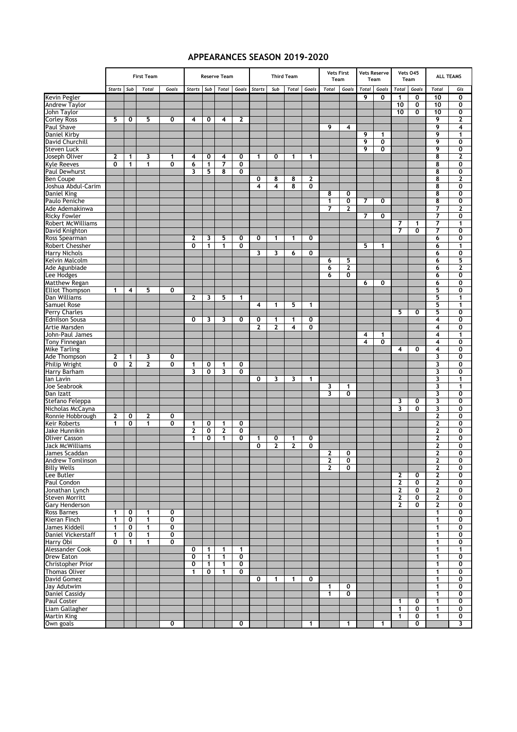# APPEARANCES SEASON 2019-2020

| | First Team | | | | Reserve Team | | | | Third Team | | | | Vets First Team | | Vets Reserve Team | | Vets O45 Team | | ALL TEAMS | |
|---|---|---|---|---|---|---|---|---|---|---|---|---|---|---|---|---|---|---|---|---|
| | *Starts* | *Sub* | *Total* | *Goals* | *Starts* | *Sub* | *Total* | *Goals* | *Starts* | *Sub* | *Total* | *Goals* | *Total* | *Goals* | *Total* | *Goals* | *Total* | *Goals* | *Total* | *Gls* |
| Kevin Pegler | | | | | | | | | | | | | | | 9 | 0 | 1 | 0 | 10 | 0 |
| Andrew Taylor | | | | | | | | | | | | | | | | | 10 | 0 | 10 | 0 |
| John Taylor | | | | | | | | | | | | | | | | | 10 | 0 | 10 | 0 |
| Corley Ross | 5 | 0 | 5 | 0 | 4 | 0 | 4 | 2 | | | | | | | | | | | 9 | 2 |
| Paul Shave | | | | | | | | | | | | | 9 | 4 | | | | | 9 | 4 |
| Daniel Kirby | | | | | | | | | | | | | | | 9 | 1 | | | 9 | 1 |
| David Churchill | | | | | | | | | | | | | | | 9 | 0 | | | 9 | 0 |
| Steven Luck | | | | | | | | | | | | | | | 9 | 0 | | | 9 | 0 |
| Joseph Oliver | 2 | 1 | 3 | 1 | 4 | 0 | 4 | 0 | 1 | 0 | 1 | 1 | | | | | | | 8 | 2 |
| Kyle Reeves | 0 | 1 | 1 | 0 | 6 | 1 | 7 | 0 | | | | | | | | | | | 8 | 0 |
| Paul Dewhurst | | | | | 3 | 5 | 8 | 0 | | | | | | | | | | | 8 | 0 |
| Ben Coupe | | | | | | | | | 0 | 8 | 8 | 2 | | | | | | | 8 | 2 |
| Joshua Abdul-Carim | | | | | | | | | 4 | 4 | 8 | 0 | | | | | | | 8 | 0 |
| Daniel King | | | | | | | | | | | | | 8 | 0 | | | | | 8 | 0 |
| Paulo Peniche | | | | | | | | | | | | | 1 | 0 | 7 | 0 | | | 8 | 0 |
| Ade Ademakinwa | | | | | | | | | | | | | 7 | 2 | | | | | 7 | 2 |
| Ricky Fowler | | | | | | | | | | | | | | | 7 | 0 | | | 7 | 0 |
| Robert McWilliams | | | | | | | | | | | | | | | | | 7 | 1 | 7 | 1 |
| David Knighton | | | | | | | | | | | | | | | | | 7 | 0 | 7 | 0 |
| Ross Spearman | | | | | 2 | 3 | 5 | 0 | 0 | 1 | 1 | 0 | | | | | | | 6 | 0 |
| Robert Chessher | | | | | 0 | 1 | 1 | 0 | | | | | | | 5 | 1 | | | 6 | 1 |
| Harry Nichols | | | | | | | | | 3 | 3 | 6 | 0 | | | | | | | 6 | 0 |
| Kelvin Malcolm | | | | | | | | | | | | | 6 | 5 | | | | | 6 | 5 |
| Ade Agunbiade | | | | | | | | | | | | | 6 | 2 | | | | | 6 | 2 |
| Lee Hodges | | | | | | | | | | | | | 6 | 0 | | | | | 6 | 0 |
| Matthew Regan | | | | | | | | | | | | | | | 6 | 0 | | | 6 | 0 |
| Elliot Thompson | 1 | 4 | 5 | 0 | | | | | | | | | | | | | | | 5 | 0 |
| Dan Williams | | | | | 2 | 3 | 5 | 1 | | | | | | | | | | | 5 | 1 |
| Samuel Rose | | | | | | | | | 4 | 1 | 5 | 1 | | | | | | | 5 | 1 |
| Perry Charles | | | | | | | | | | | | | | | | | 5 | 0 | 5 | 0 |
| Ednilson Sousa | | | | | 0 | 3 | 3 | 0 | 0 | 1 | 1 | 0 | | | | | | | 4 | 0 |
| Artie Marsden | | | | | | | | | 2 | 2 | 4 | 0 | | | | | | | 4 | 0 |
| John-Paul James | | | | | | | | | | | | | | | 4 | 1 | | | 4 | 1 |
| Tony Finnegan | | | | | | | | | | | | | | | 4 | 0 | | | 4 | 0 |
| Mike Tarling | | | | | | | | | | | | | | | | | 4 | 0 | 4 | 0 |
| Ade Thompson | 2 | 1 | 3 | 0 | | | | | | | | | | | | | | | 3 | 0 |
| Philip Wright | 0 | 2 | 2 | 0 | 1 | 0 | 1 | 0 | | | | | | | | | | | 3 | 0 |
| Harry Barham | | | | | 3 | 0 | 3 | 0 | | | | | | | | | | | 3 | 0 |
| Ian Lavin | | | | | | | | | 0 | 3 | 3 | 1 | | | | | | | 3 | 1 |
| Joe Seabrook | | | | | | | | | | | | | 3 | 1 | | | | | 3 | 1 |
| Dan Izatt | | | | | | | | | | | | | 3 | 0 | | | | | 3 | 0 |
| Stefano Feleppa | | | | | | | | | | | | | | | | | 3 | 0 | 3 | 0 |
| Nicholas McCayna | | | | | | | | | | | | | | | | | 3 | 0 | 3 | 0 |
| Ronnie Hobbrough | 2 | 0 | 2 | 0 | | | | | | | | | | | | | | | 2 | 0 |
| Keir Roberts | 1 | 0 | 1 | 0 | 1 | 0 | 1 | 0 | | | | | | | | | | | 2 | 0 |
| Jake Hunnikin | | | | | 2 | 0 | 2 | 0 | | | | | | | | | | | 2 | 0 |
| Oliver Casson | | | | | 1 | 0 | 1 | 0 | 1 | 0 | 1 | 0 | | | | | | | 2 | 0 |
| Jack McWilliams | | | | | | | | | 0 | 2 | 2 | 0 | | | | | | | 2 | 0 |
| James Scaddan | | | | | | | | | | | | | 2 | 0 | | | | | 2 | 0 |
| Andrew Tomlinson | | | | | | | | | | | | | 2 | 0 | | | | | 2 | 0 |
| Billy Wells | | | | | | | | | | | | | 2 | 0 | | | | | 2 | 0 |
| Lee Butler | | | | | | | | | | | | | | | | | 2 | 0 | 2 | 0 |
| Paul Condon | | | | | | | | | | | | | | | | | 2 | 0 | 2 | 0 |
| Jonathan Lynch | | | | | | | | | | | | | | | | | 2 | 0 | 2 | 0 |
| Steven Morritt | | | | | | | | | | | | | | | | | 2 | 0 | 2 | 0 |
| Gary Henderson | | | | | | | | | | | | | | | | | 2 | 0 | 2 | 0 |
| Ross Barnes | 1 | 0 | 1 | 0 | | | | | | | | | | | | | | | 1 | 0 |
| Kieran Finch | 1 | 0 | 1 | 0 | | | | | | | | | | | | | | | 1 | 0 |
| James Kiddell | 1 | 0 | 1 | 0 | | | | | | | | | | | | | | | 1 | 0 |
| Daniel Vickerstaff | 1 | 0 | 1 | 0 | | | | | | | | | | | | | | | 1 | 0 |
| Harry Obi | 0 | 1 | 1 | 0 | | | | | | | | | | | | | | | 1 | 0 |
| Alessander Cook | | | | | 0 | 1 | 1 | 1 | | | | | | | | | | | 1 | 1 |
| Drew Eaton | | | | | 0 | 1 | 1 | 0 | | | | | | | | | | | 1 | 0 |
| Christopher Prior | | | | | 0 | 1 | 1 | 0 | | | | | | | | | | | 1 | 0 |
| Thomas Oliver | | | | | 1 | 0 | 1 | 0 | | | | | | | | | | | 1 | 0 |
| David Gomez | | | | | | | | | 0 | 1 | 1 | 0 | | | | | | | 1 | 0 |
| Jay Adutwim | | | | | | | | | | | | | 1 | 0 | | | | | 1 | 0 |
| Daniel Cassidy | | | | | | | | | | | | | 1 | 0 | | | | | 1 | 0 |
| Paul Coster | | | | | | | | | | | | | | | | | 1 | 0 | 1 | 0 |
| Liam Gallagher | | | | | | | | | | | | | | | | | 1 | 0 | 1 | 0 |
| Martin King | | | | | | | | | | | | | | | | | 1 | 0 | 1 | 0 |
| Own goals | | | | 0 | | | | 0 | | | | 1 | | 1 | | 1 | | 0 | | 3 |